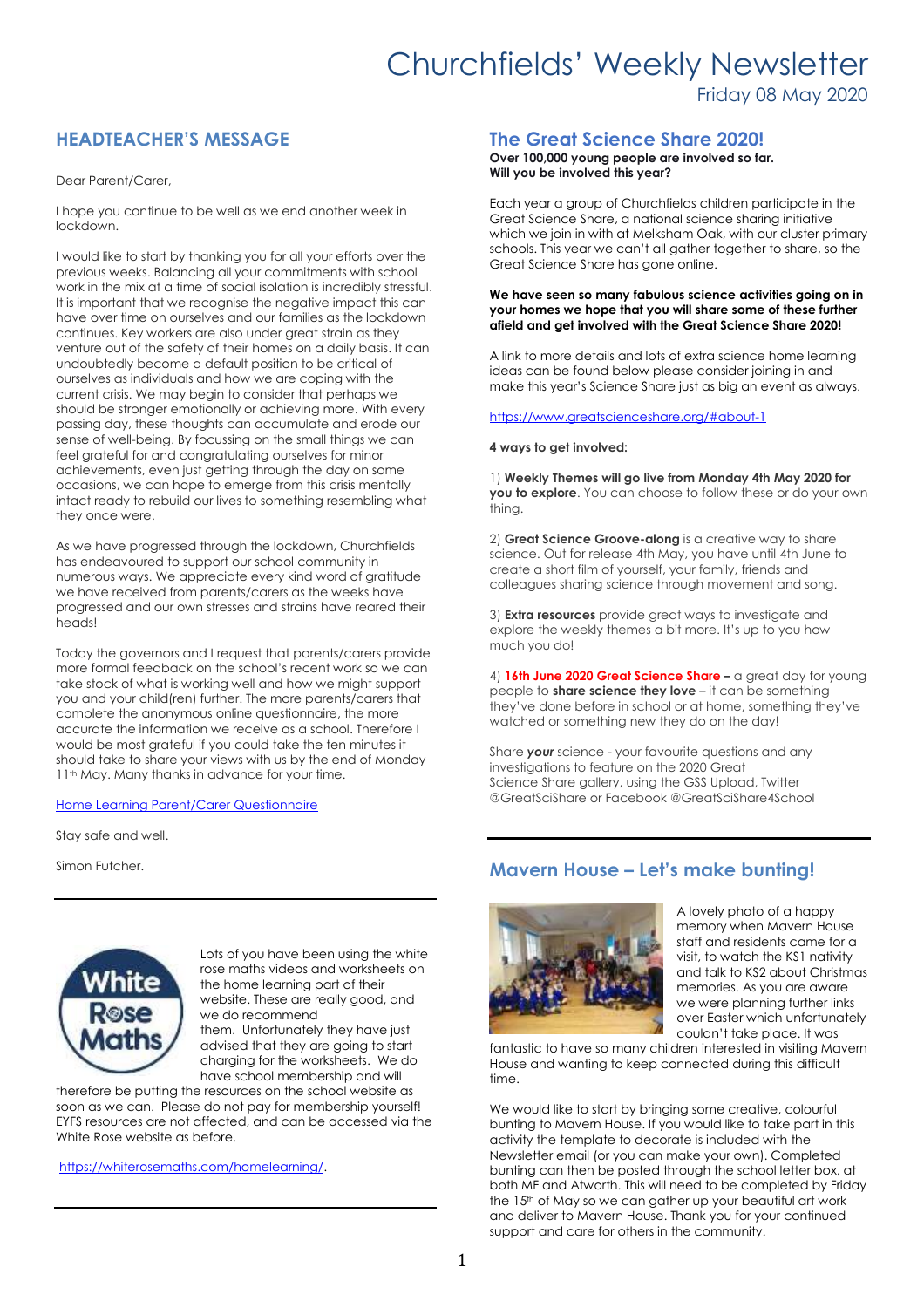# Churchfields' Weekly Newsletter

Friday 08 May 2020

## HEADTEACHER'S MESSAGE

Dear Parent/Carer,

I hope you continue to be well as we end another week in lockdown.

I would like to start by thanking you for all your efforts over the previous weeks. Balancing all your commitments with school work in the mix at a time of social isolation is incredibly stressful. It is important that we recognise the negative impact this can have over time on ourselves and our families as the lockdown continues. Key workers are also under great strain as they venture out of the safety of their homes on a daily basis. It can undoubtedly become a default position to be critical of ourselves as individuals and how we are coping with the current crisis. We may begin to consider that perhaps we should be stronger emotionally or achieving more. With every passing day, these thoughts can accumulate and erode our sense of well-being. By focussing on the small things we can feel grateful for and congratulating ourselves for minor achievements, even just getting through the day on some occasions, we can hope to emerge from this crisis mentally intact ready to rebuild our lives to something resembling what they once were.

As we have progressed through the lockdown, Churchfields has endeavoured to support our school community in numerous ways. We appreciate every kind word of gratitude we have received from parents/carers as the weeks have progressed and our own stresses and strains have reared their heads!

Today the governors and I request that parents/carers provide more formal feedback on the school's recent work so we can take stock of what is working well and how we might support you and your child(ren) further. The more parents/carers that complete the anonymous online questionnaire, the more accurate the information we receive as a school. Therefore I would be most grateful if you could take the ten minutes it should take to share your views with us by the end of Monday 11th May. Many thanks in advance for your time.

Home Learning Parent/Carer Questionnaire

Stay safe and well.

Simon Futcher.

---

White Rose Maths

Lots of you have been using the white rose maths videos and worksheets on the home learning part of their website. These are really good, and we do recommend them. Unfortunately they have just advised that they are going to start charging for the worksheets. We do have school membership and will therefore be putting the resources on the school website as soon as we can. Please do not pay for membership yourself! EYFS resources are not affected, and can be accessed via the White Rose website as before.

https://whiterosemaths.com/homelearning/.

---

## The Great Science Share 2020!

**Over 100,000 young people are involved so far.**
**Will you be involved this year?**

Each year a group of Churchfields children participate in the Great Science Share, a national science sharing initiative which we join in with at Melksham Oak, with our cluster primary schools. This year we can't all gather together to share, so the Great Science Share has gone online.

**We have seen so many fabulous science activities going on in your homes we hope that you will share some of these further afield and get involved with the Great Science Share 2020!**

A link to more details and lots of extra science home learning ideas can be found below please consider joining in and make this year's Science Share just as big an event as always.

https://www.greatscienceshare.org/#about-1

**4 ways to get involved:**

1) **Weekly Themes will go live from Monday 4th May 2020 for you to explore**. You can choose to follow these or do your own thing.

2) **Great Science Groove-along** is a creative way to share science. Out for release 4th May, you have until 4th June to create a short film of yourself, your family, friends and colleagues sharing science through movement and song.

3) **Extra resources** provide great ways to investigate and explore the weekly themes a bit more. It's up to you how much you do!

4) **16th June 2020 Great Science Share –** a great day for young people to **share science they love** – it can be something they've done before in school or at home, something they've watched or something new they do on the day!

Share ***your*** science - your favourite questions and any investigations to feature on the 2020 Great Science Share gallery, using the GSS Upload, Twitter @GreatSciShare or Facebook @GreatSciShare4School

---

## Mavern House – Let's make bunting!

A lovely photo of a happy memory when Mavern House staff and residents came for a visit, to watch the KS1 nativity and talk to KS2 about Christmas memories. As you are aware we were planning further links over Easter which unfortunately couldn't take place. It was fantastic to have so many children interested in visiting Mavern House and wanting to keep connected during this difficult time.

We would like to start by bringing some creative, colourful bunting to Mavern House. If you would like to take part in this activity the template to decorate is included with the Newsletter email (or you can make your own). Completed bunting can then be posted through the school letter box, at both MF and Atworth. This will need to be completed by Friday the 15th of May so we can gather up your beautiful art work and deliver to Mavern House. Thank you for your continued support and care for others in the community.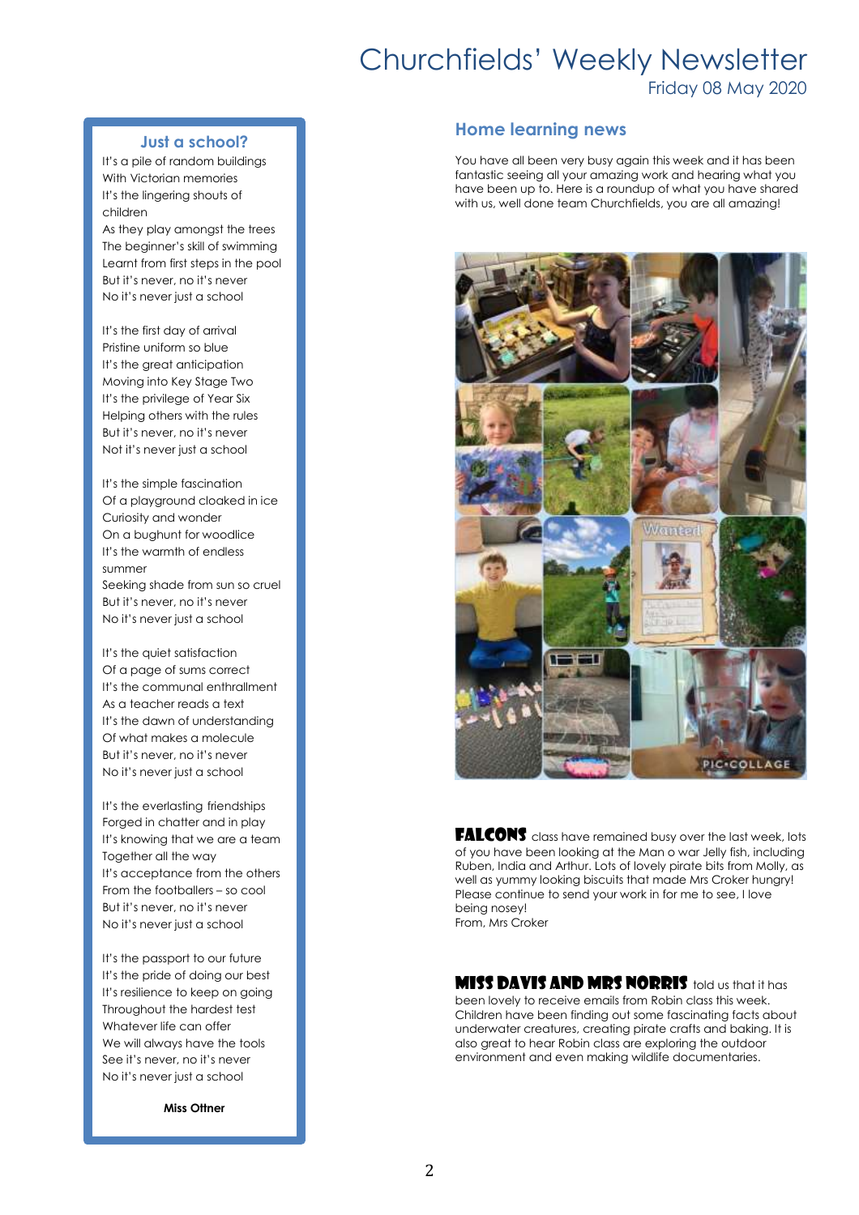# Churchfields' Weekly Newsletter

Friday 08 May 2020

## Just a school?

It's a pile of random buildings
With Victorian memories
It's the lingering shouts of children
As they play amongst the trees
The beginner's skill of swimming
Learnt from first steps in the pool
But it's never, no it's never
No it's never just a school

It's the first day of arrival
Pristine uniform so blue
It's the great anticipation
Moving into Key Stage Two
It's the privilege of Year Six
Helping others with the rules
But it's never, no it's never
Not it's never just a school

It's the simple fascination
Of a playground cloaked in ice
Curiosity and wonder
On a bughunt for woodlice
It's the warmth of endless summer
Seeking shade from sun so cruel
But it's never, no it's never
No it's never just a school

It's the quiet satisfaction
Of a page of sums correct
It's the communal enthrallment
As a teacher reads a text
It's the dawn of understanding
Of what makes a molecule
But it's never, no it's never
No it's never just a school

It's the everlasting friendships
Forged in chatter and in play
It's knowing that we are a team
Together all the way
It's acceptance from the others
From the footballers – so cool
But it's never, no it's never
No it's never just a school

It's the passport to our future
It's the pride of doing our best
It's resilience to keep on going
Throughout the hardest test
Whatever life can offer
We will always have the tools
See it's never, no it's never
No it's never just a school

**Miss Ottner**

## Home learning news

You have all been very busy again this week and it has been fantastic seeing all your amazing work and hearing what you have been up to. Here is a roundup of what you have shared with us, well done team Churchfields, you are all amazing!

**FALCONS** class have remained busy over the last week, lots of you have been looking at the Man o war Jelly fish, including Ruben, India and Arthur. Lots of lovely pirate bits from Molly, as well as yummy looking biscuits that made Mrs Croker hungry! Please continue to send your work in for me to see, I love being nosey!
From, Mrs Croker

**MISS DAVIS AND MRS NORRIS** told us that it has been lovely to receive emails from Robin class this week. Children have been finding out some fascinating facts about underwater creatures, creating pirate crafts and baking. It is also great to hear Robin class are exploring the outdoor environment and even making wildlife documentaries.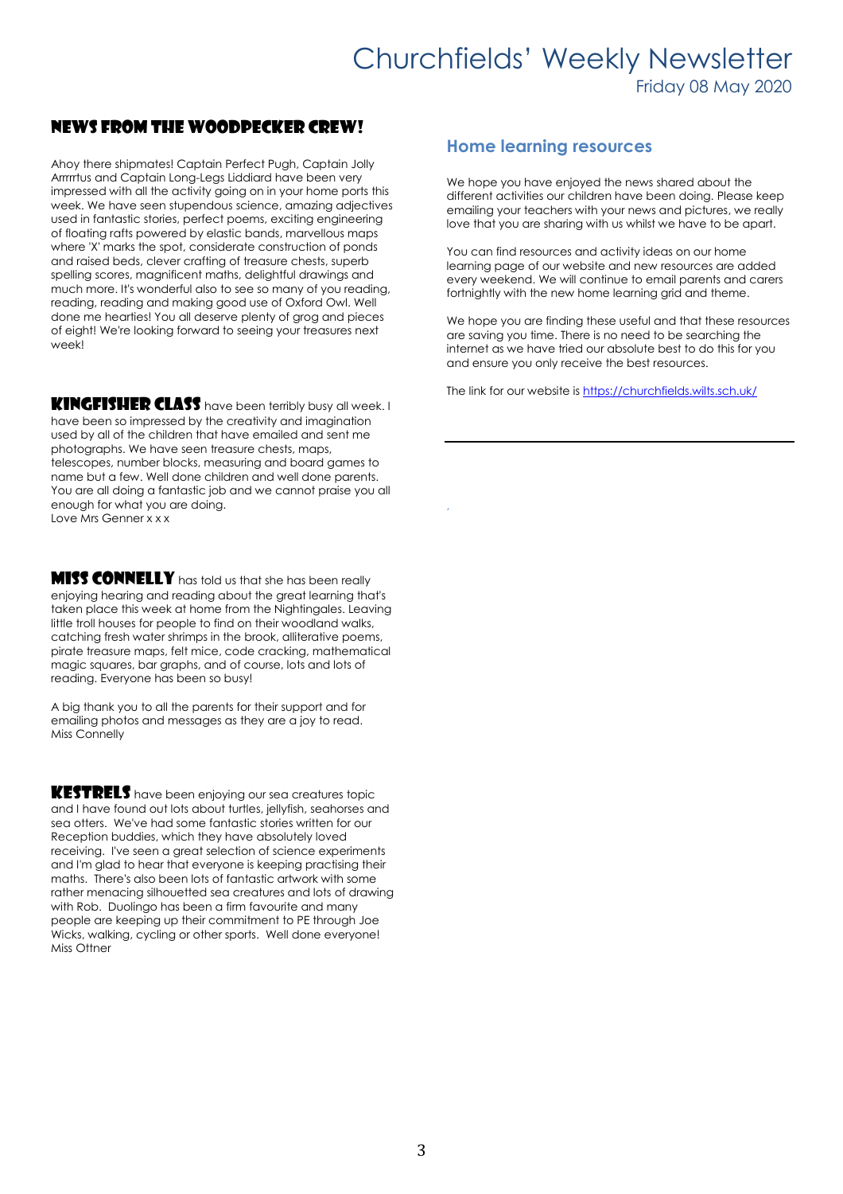# Churchfields' Weekly Newsletter

Friday 08 May 2020

## News from the Woodpecker Crew!

Ahoy there shipmates! Captain Perfect Pugh, Captain Jolly Arrrrtus and Captain Long-Legs Liddiard have been very impressed with all the activity going on in your home ports this week. We have seen stupendous science, amazing adjectives used in fantastic stories, perfect poems, exciting engineering of floating rafts powered by elastic bands, marvellous maps where 'X' marks the spot, considerate construction of ponds and raised beds, clever crafting of treasure chests, superb spelling scores, magnificent maths, delightful drawings and much more. It's wonderful also to see so many of you reading, reading, reading and making good use of Oxford Owl. Well done me hearties! You all deserve plenty of grog and pieces of eight! We're looking forward to seeing your treasures next week!

**Kingfisher Class** have been terribly busy all week. I have been so impressed by the creativity and imagination used by all of the children that have emailed and sent me photographs. We have seen treasure chests, maps, telescopes, number blocks, measuring and board games to name but a few. Well done children and well done parents. You are all doing a fantastic job and we cannot praise you all enough for what you are doing.
Love Mrs Genner x x x

**Miss Connelly** has told us that she has been really enjoying hearing and reading about the great learning that's taken place this week at home from the Nightingales. Leaving little troll houses for people to find on their woodland walks, catching fresh water shrimps in the brook, alliterative poems, pirate treasure maps, felt mice, code cracking, mathematical magic squares, bar graphs, and of course, lots and lots of reading. Everyone has been so busy!

A big thank you to all the parents for their support and for emailing photos and messages as they are a joy to read.
Miss Connelly

**Kestrels** have been enjoying our sea creatures topic and I have found out lots about turtles, jellyfish, seahorses and sea otters. We've had some fantastic stories written for our Reception buddies, which they have absolutely loved receiving. I've seen a great selection of science experiments and I'm glad to hear that everyone is keeping practising their maths. There's also been lots of fantastic artwork with some rather menacing silhouetted sea creatures and lots of drawing with Rob. Duolingo has been a firm favourite and many people are keeping up their commitment to PE through Joe Wicks, walking, cycling or other sports. Well done everyone!
Miss Ottner

## Home learning resources

We hope you have enjoyed the news shared about the different activities our children have been doing. Please keep emailing your teachers with your news and pictures, we really love that you are sharing with us whilst we have to be apart.

You can find resources and activity ideas on our home learning page of our website and new resources are added every weekend. We will continue to email parents and carers fortnightly with the new home learning grid and theme.

We hope you are finding these useful and that these resources are saving you time. There is no need to be searching the internet as we have tried our absolute best to do this for you and ensure you only receive the best resources.

The link for our website is https://churchfields.wilts.sch.uk/